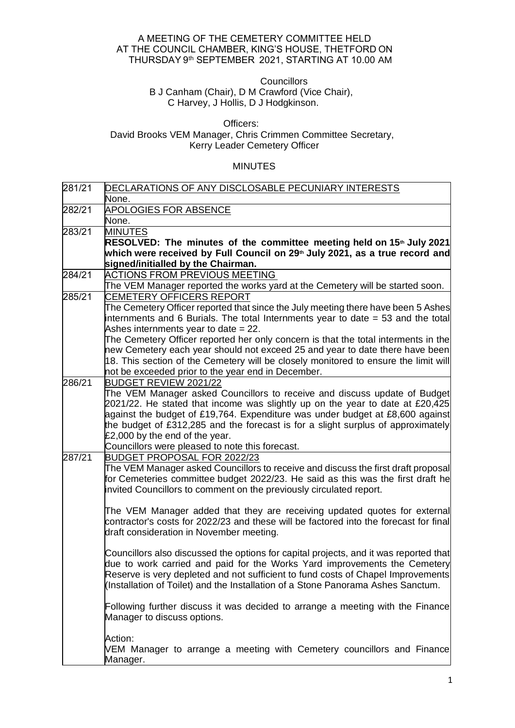A MEETING OF THE CEMETERY COMMITTEE HELD AT THE COUNCIL CHAMBER, KING'S HOUSE, THETFORD ON THURSDAY 9th SEPTEMBER 2021, STARTING AT 10.00 AM

Councillors
B J Canham (Chair), D M Crawford (Vice Chair), C Harvey, J Hollis, D J Hodgkinson.

Officers:
David Brooks VEM Manager, Chris Crimmen Committee Secretary, Kerry Leader Cemetery Officer

MINUTES

| | |
|---|---|
| 281/21 | DECLARATIONS OF ANY DISCLOSABLE PECUNIARY INTERESTS<br>None. |
| 282/21 | APOLOGIES FOR ABSENCE<br>None. |
| 283/21 | MINUTES<br>**RESOLVED: The minutes of the committee meeting held on 15th July 2021 which were received by Full Council on 29th July 2021, as a true record and signed/initialled by the Chairman.** |
| 284/21 | ACTIONS FROM PREVIOUS MEETING<br>The VEM Manager reported the works yard at the Cemetery will be started soon. |
| 285/21 | CEMETERY OFFICERS REPORT<br>The Cemetery Officer reported that since the July meeting there have been 5 Ashes internments and 6 Burials. The total Internments year to date = 53 and the total Ashes internments year to date = 22.<br>The Cemetery Officer reported her only concern is that the total interments in the new Cemetery each year should not exceed 25 and year to date there have been 18. This section of the Cemetery will be closely monitored to ensure the limit will not be exceeded prior to the year end in December. |
| 286/21 | BUDGET REVIEW 2021/22<br>The VEM Manager asked Councillors to receive and discuss update of Budget 2021/22. He stated that income was slightly up on the year to date at £20,425 against the budget of £19,764. Expenditure was under budget at £8,600 against the budget of £312,285 and the forecast is for a slight surplus of approximately £2,000 by the end of the year.<br>Councillors were pleased to note this forecast. |
| 287/21 | BUDGET PROPOSAL FOR 2022/23<br>The VEM Manager asked Councillors to receive and discuss the first draft proposal for Cemeteries committee budget 2022/23. He said as this was the first draft he invited Councillors to comment on the previously circulated report.<br><br>The VEM Manager added that they are receiving updated quotes for external contractor's costs for 2022/23 and these will be factored into the forecast for final draft consideration in November meeting.<br><br>Councillors also discussed the options for capital projects, and it was reported that due to work carried and paid for the Works Yard improvements the Cemetery Reserve is very depleted and not sufficient to fund costs of Chapel Improvements (Installation of Toilet) and the Installation of a Stone Panorama Ashes Sanctum.<br><br>Following further discuss it was decided to arrange a meeting with the Finance Manager to discuss options.<br><br>Action:<br>VEM Manager to arrange a meeting with Cemetery councillors and Finance Manager. |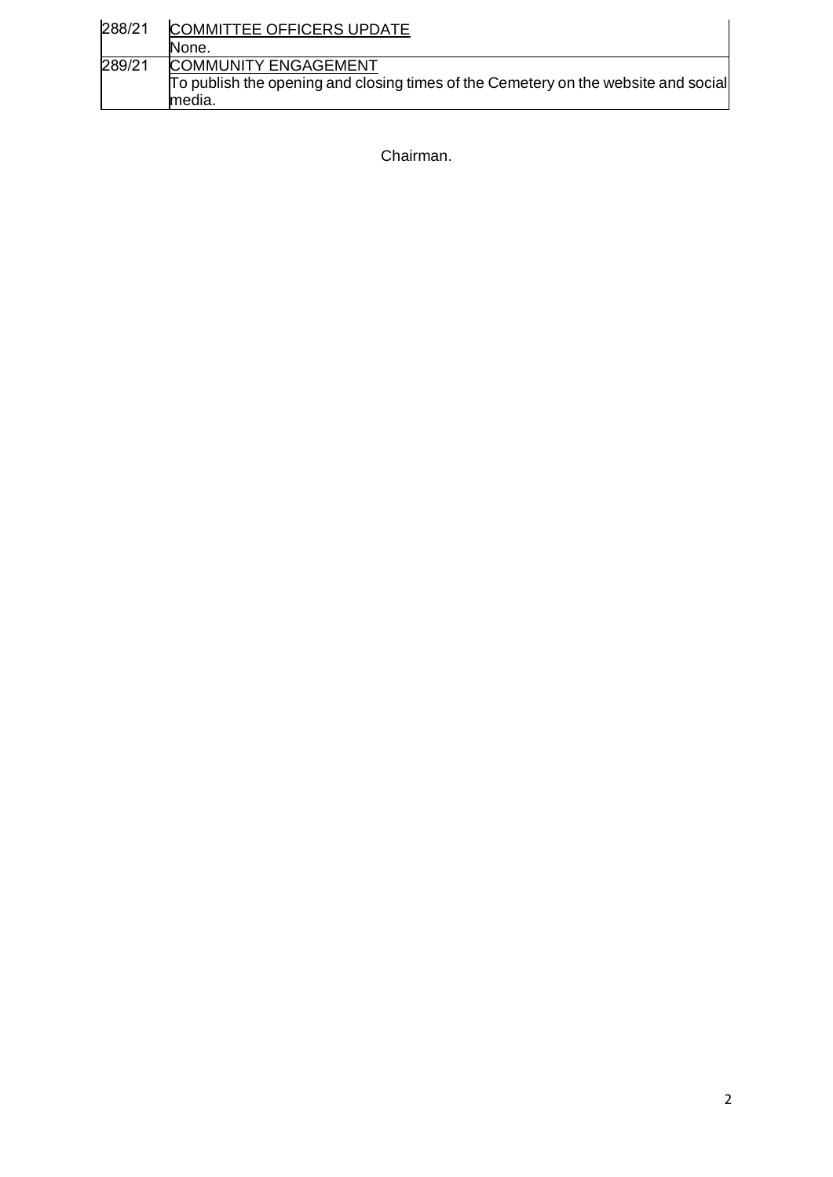| | |
|---|---|
| 288/21 | COMMITTEE OFFICERS UPDATE<br>None. |
| 289/21 | COMMUNITY ENGAGEMENT<br>To publish the opening and closing times of the Cemetery on the website and social media. |

Chairman.